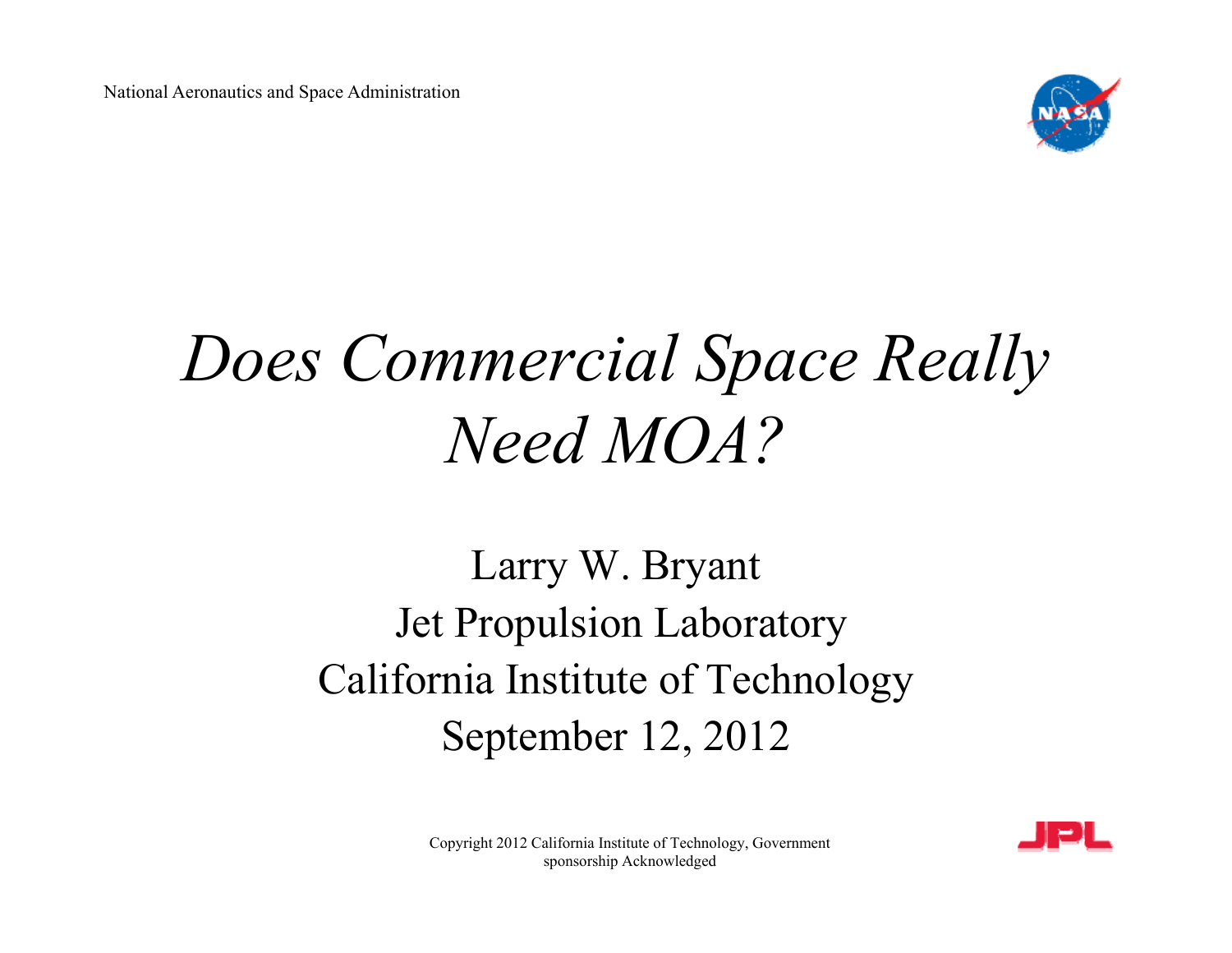National Aeronautics and Space Administration

# *Does Commercial Space Really Need MOA?*

Larry W. Bryant

Jet Propulsion Laboratory

California Institute of Technology

September 12, 2012

Copyright 2012 California Institute of Technology, Government sponsorship Acknowledged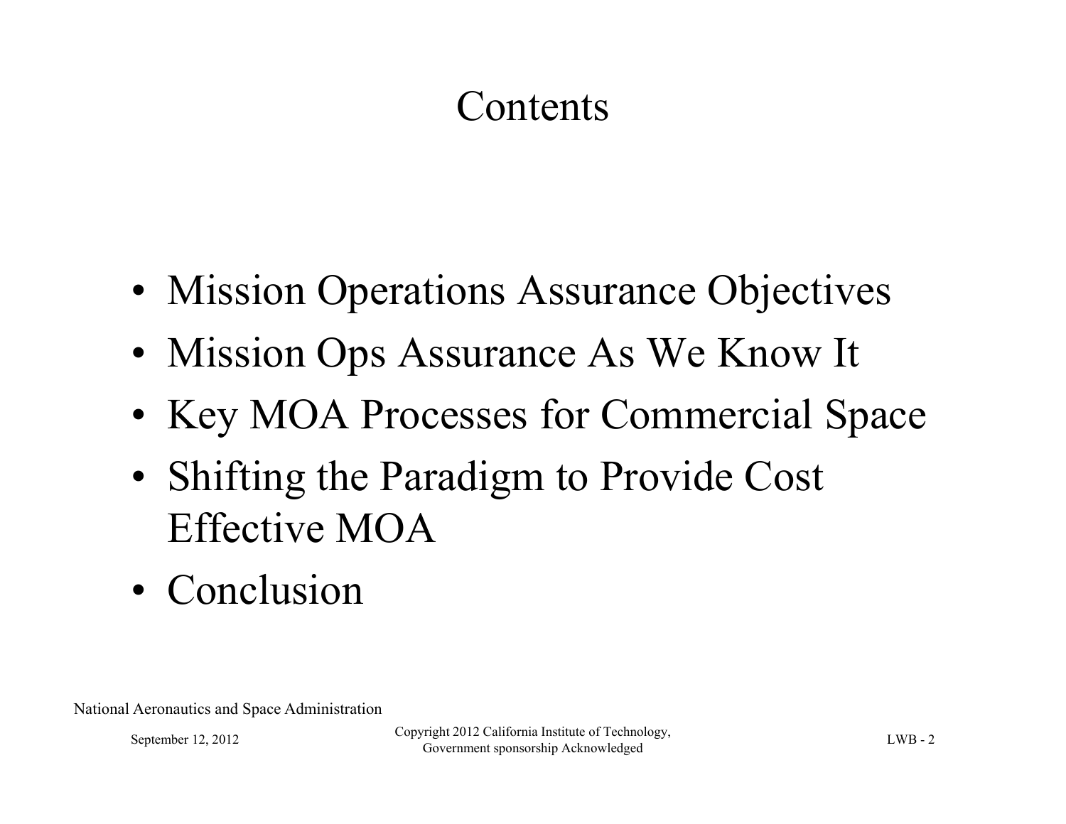# Contents

- Mission Operations Assurance Objectives
- Mission Ops Assurance As We Know It
- Key MOA Processes for Commercial Space
- Shifting the Paradigm to Provide Cost Effective MOA
- Conclusion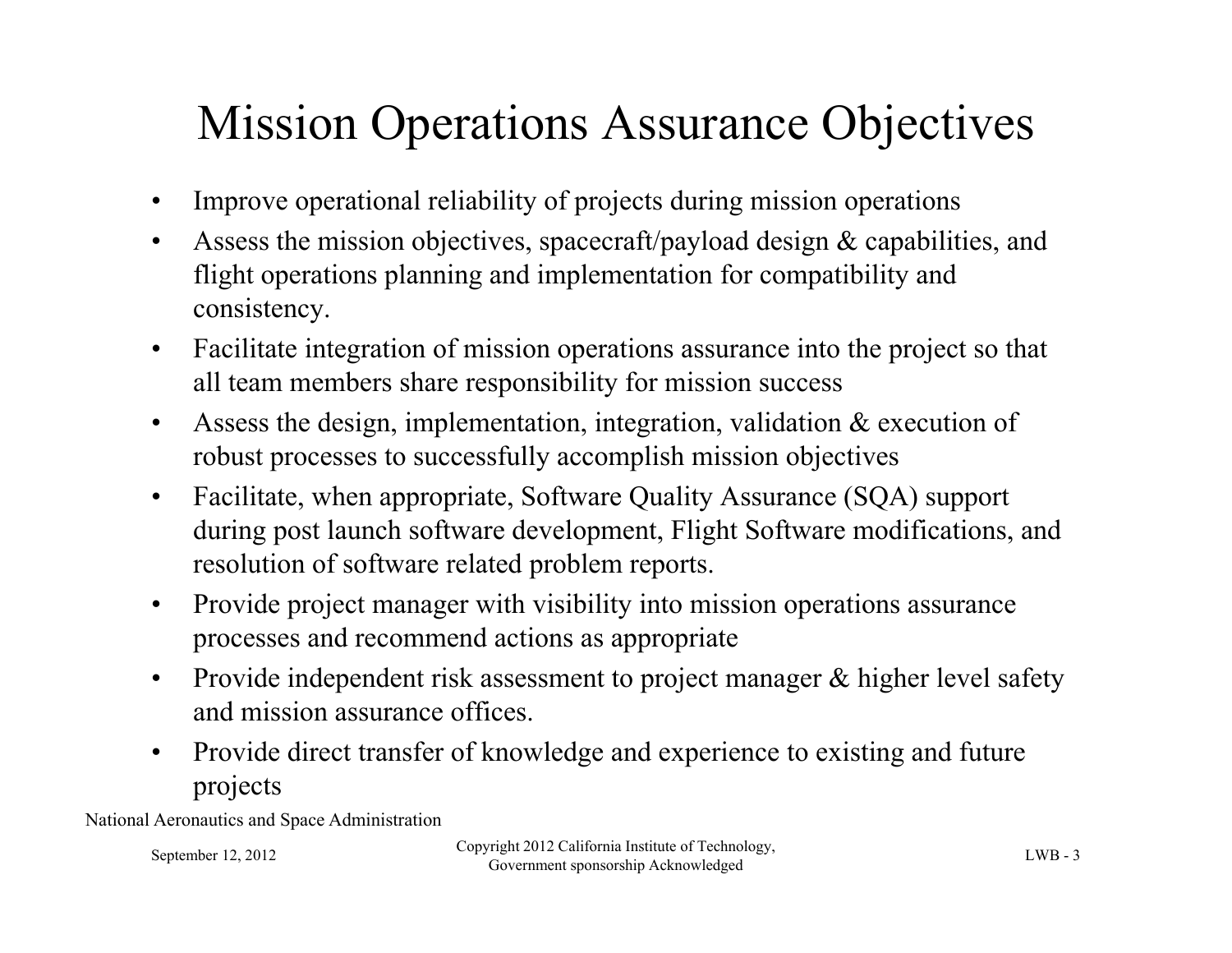# Mission Operations Assurance Objectives

- Improve operational reliability of projects during mission operations
- Assess the mission objectives, spacecraft/payload design & capabilities, and flight operations planning and implementation for compatibility and consistency.
- Facilitate integration of mission operations assurance into the project so that all team members share responsibility for mission success
- Assess the design, implementation, integration, validation & execution of robust processes to successfully accomplish mission objectives
- Facilitate, when appropriate, Software Quality Assurance (SQA) support during post launch software development, Flight Software modifications, and resolution of software related problem reports.
- Provide project manager with visibility into mission operations assurance processes and recommend actions as appropriate
- Provide independent risk assessment to project manager & higher level safety and mission assurance offices.
- Provide direct transfer of knowledge and experience to existing and future projects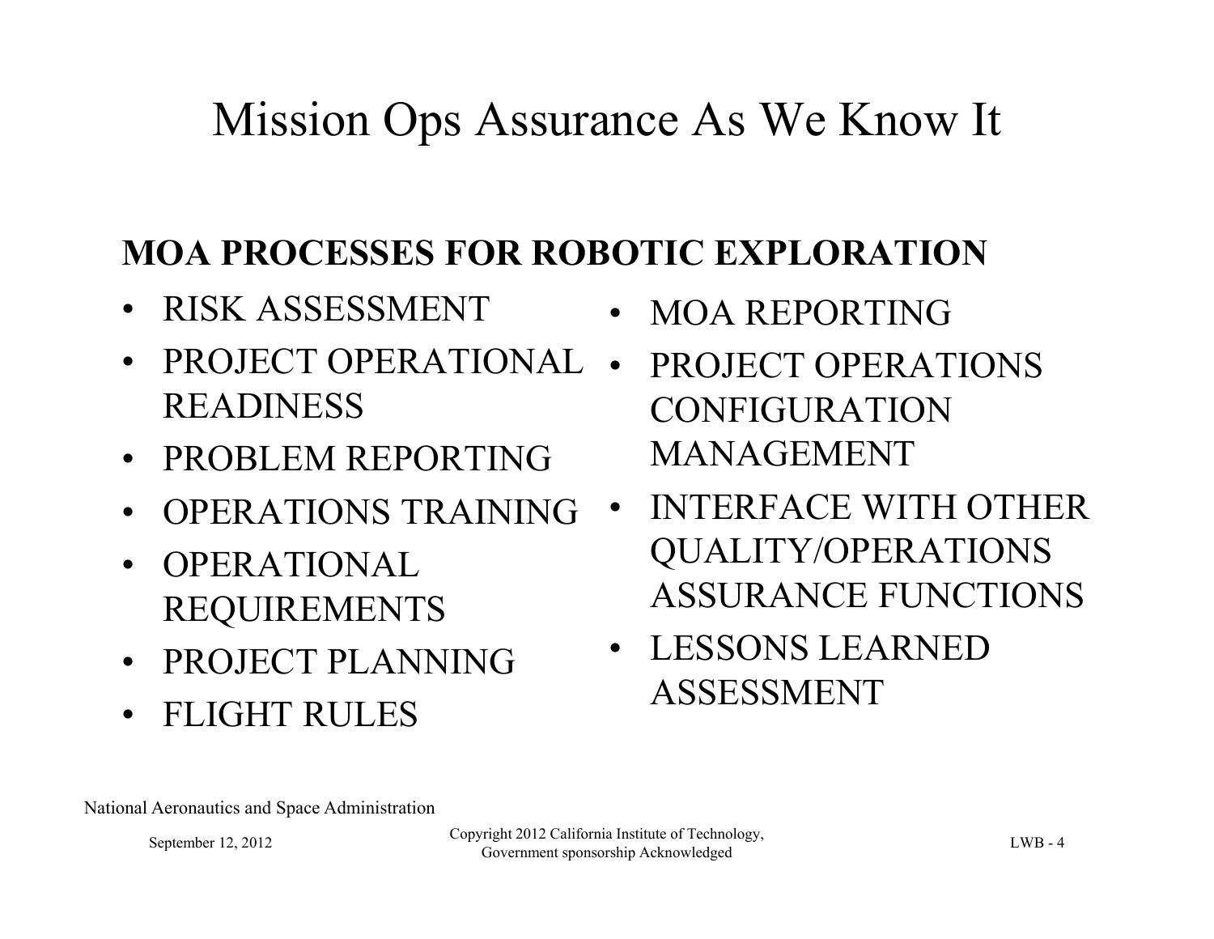# Mission Ops Assurance As We Know It

## MOA PROCESSES FOR ROBOTIC EXPLORATION

- RISK ASSESSMENT
- PROJECT OPERATIONAL READINESS
- PROBLEM REPORTING
- OPERATIONS TRAINING
- OPERATIONAL REQUIREMENTS
- PROJECT PLANNING
- FLIGHT RULES
- MOA REPORTING
- PROJECT OPERATIONS CONFIGURATION MANAGEMENT
- INTERFACE WITH OTHER QUALITY/OPERATIONS ASSURANCE FUNCTIONS
- LESSONS LEARNED ASSESSMENT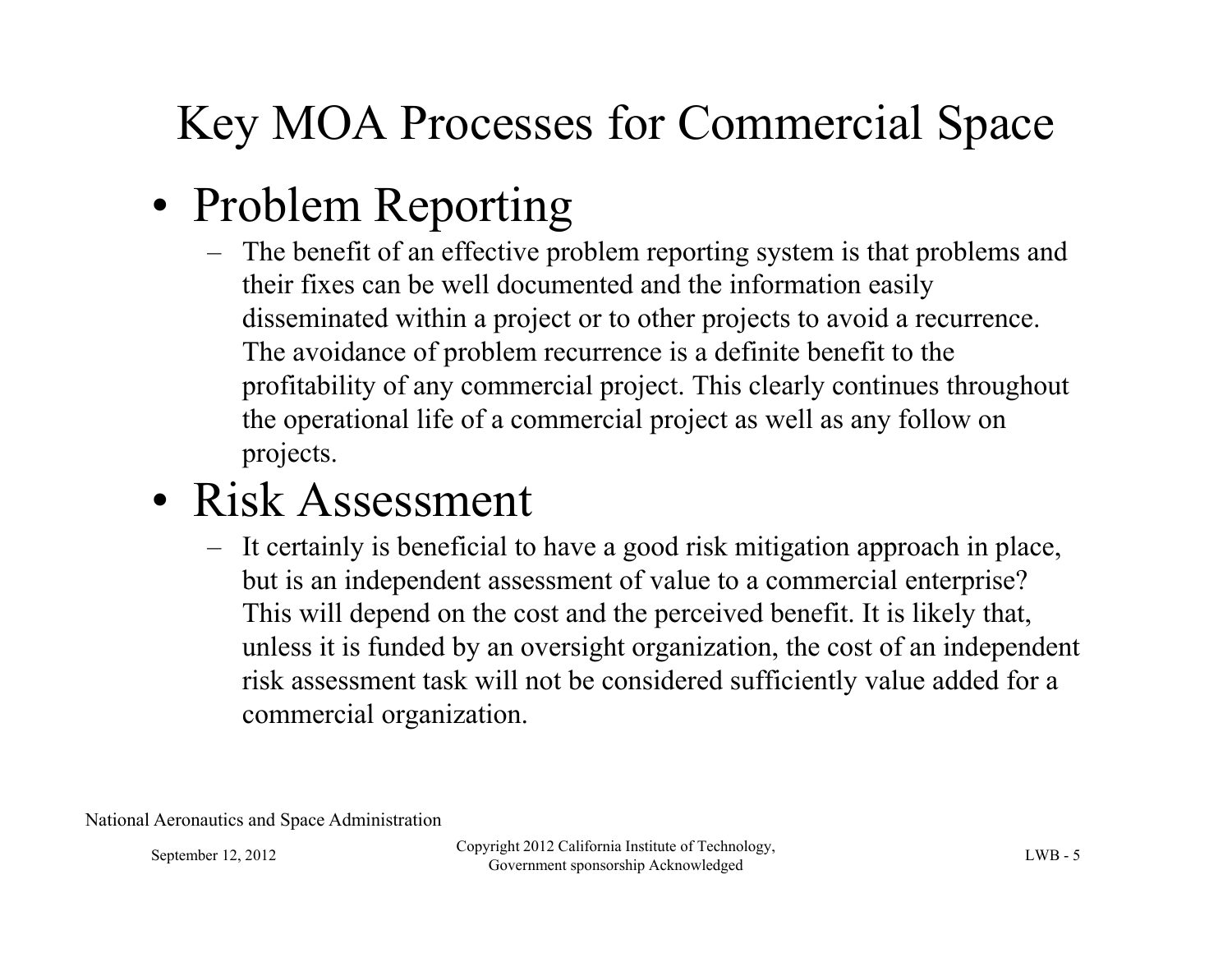# Key MOA Processes for Commercial Space

- Problem Reporting
  - The benefit of an effective problem reporting system is that problems and their fixes can be well documented and the information easily disseminated within a project or to other projects to avoid a recurrence. The avoidance of problem recurrence is a definite benefit to the profitability of any commercial project. This clearly continues throughout the operational life of a commercial project as well as any follow on projects.
- Risk Assessment
  - It certainly is beneficial to have a good risk mitigation approach in place, but is an independent assessment of value to a commercial enterprise? This will depend on the cost and the perceived benefit. It is likely that, unless it is funded by an oversight organization, the cost of an independent risk assessment task will not be considered sufficiently value added for a commercial organization.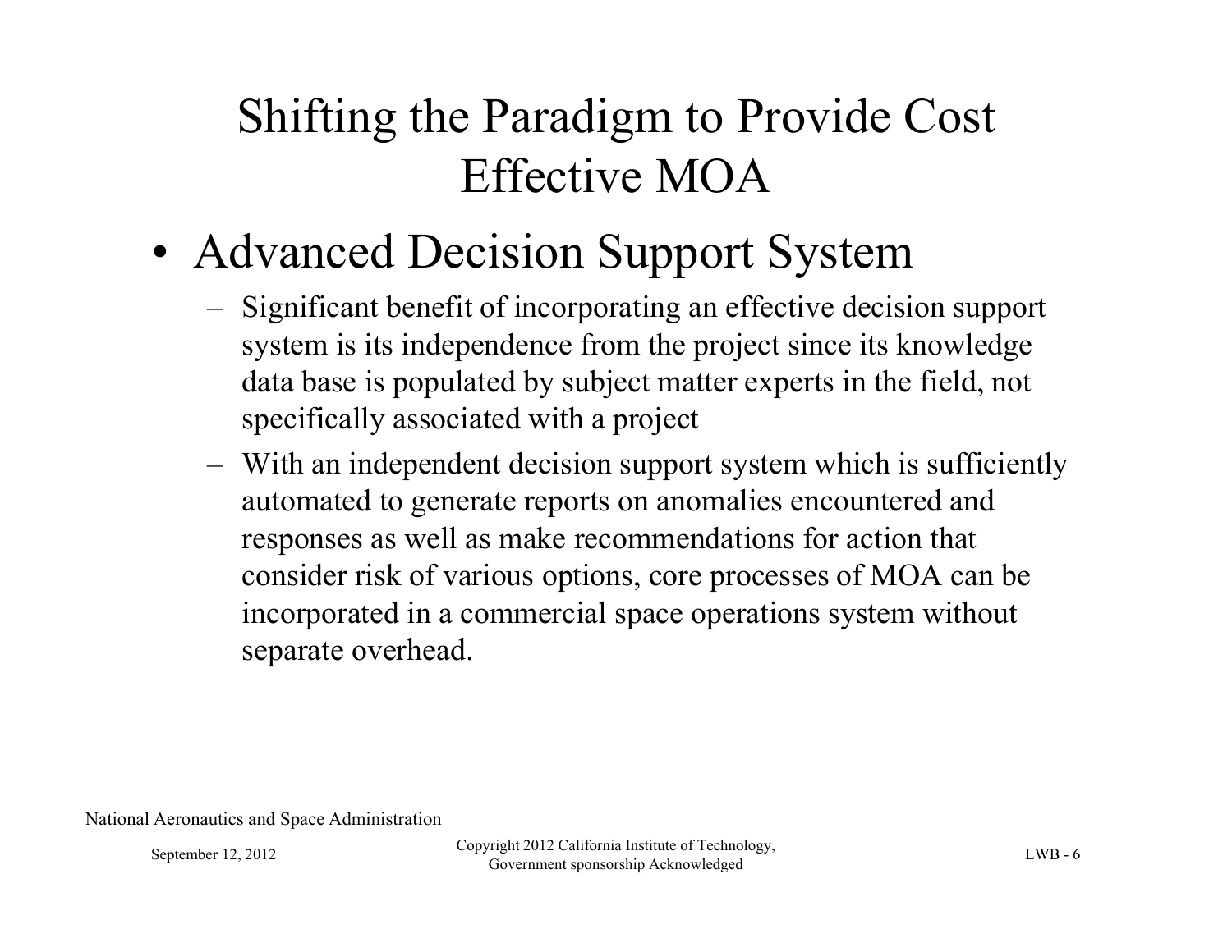# Shifting the Paradigm to Provide Cost Effective MOA

- Advanced Decision Support System
  - Significant benefit of incorporating an effective decision support system is its independence from the project since its knowledge data base is populated by subject matter experts in the field, not specifically associated with a project
  - With an independent decision support system which is sufficiently automated to generate reports on anomalies encountered and responses as well as make recommendations for action that consider risk of various options, core processes of MOA can be incorporated in a commercial space operations system without separate overhead.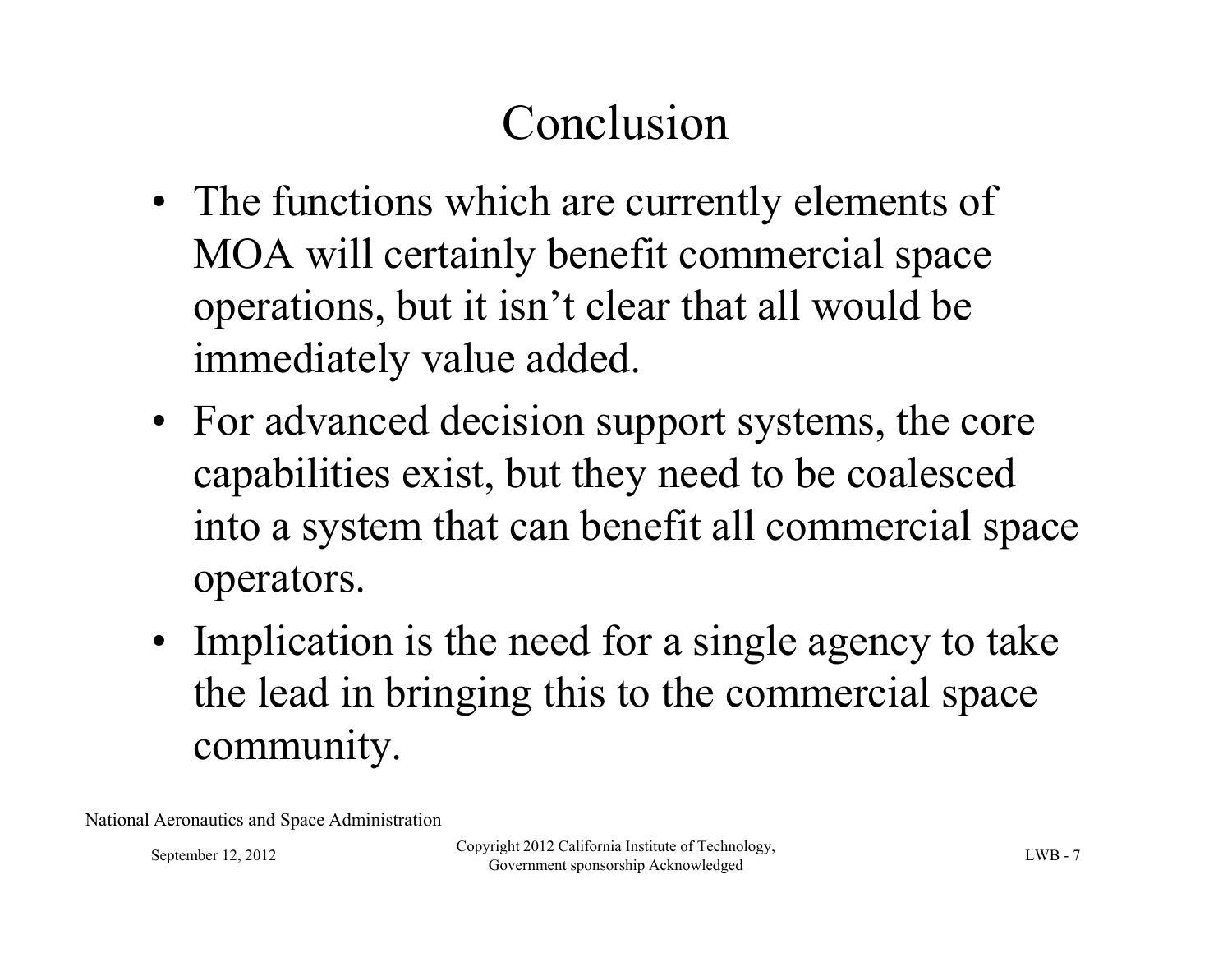# Conclusion

- The functions which are currently elements of MOA will certainly benefit commercial space operations, but it isn't clear that all would be immediately value added.
- For advanced decision support systems, the core capabilities exist, but they need to be coalesced into a system that can benefit all commercial space operators.
- Implication is the need for a single agency to take the lead in bringing this to the commercial space community.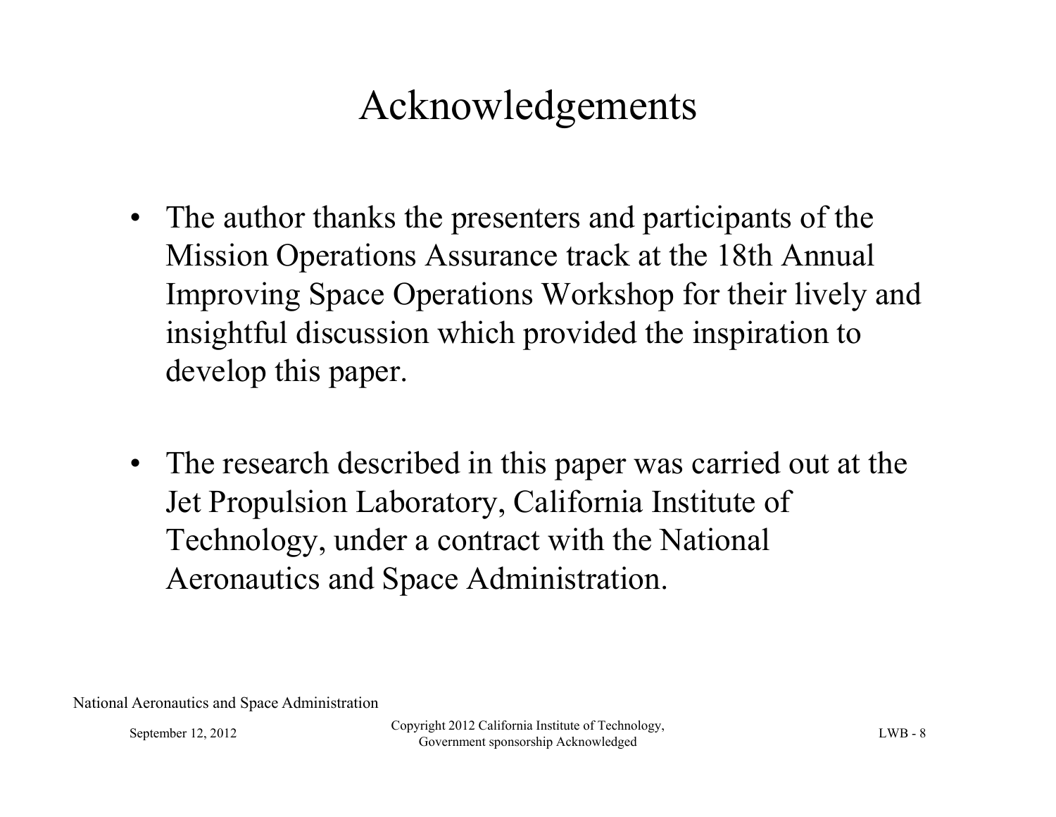# Acknowledgements

- The author thanks the presenters and participants of the Mission Operations Assurance track at the 18th Annual Improving Space Operations Workshop for their lively and insightful discussion which provided the inspiration to develop this paper.

- The research described in this paper was carried out at the Jet Propulsion Laboratory, California Institute of Technology, under a contract with the National Aeronautics and Space Administration.